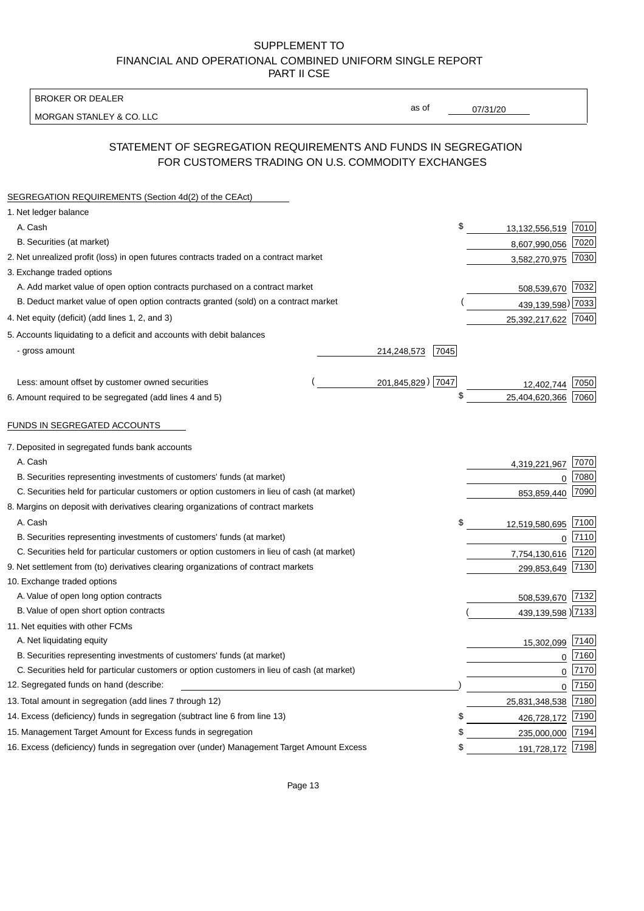SUPPLEMENT TO
FINANCIAL AND OPERATIONAL COMBINED UNIFORM SINGLE REPORT
PART II CSE

BROKER OR DEALER

MORGAN STANLEY & CO. LLC

as of 07/31/20

## STATEMENT OF SEGREGATION REQUIREMENTS AND FUNDS IN SEGREGATION FOR CUSTOMERS TRADING ON U.S. COMMODITY EXCHANGES

SEGREGATION REQUIREMENTS (Section 4d(2) of the CEAct)

| Item | | | Amount | Code |
|---|---|---|---|---|
| 1. Net ledger balance | | | | |
| A. Cash | | | $ 13,132,556,519 | 7010 |
| B. Securities (at market) | | | 8,607,990,056 | 7020 |
| 2. Net unrealized profit (loss) in open futures contracts traded on a contract market | | | 3,582,270,975 | 7030 |
| 3. Exchange traded options | | | | |
| A. Add market value of open option contracts purchased on a contract market | | | 508,539,670 | 7032 |
| B. Deduct market value of open option contracts granted (sold) on a contract market | | | (439,139,598) | 7033 |
| 4. Net equity (deficit) (add lines 1, 2, and 3) | | | 25,392,217,622 | 7040 |
| 5. Accounts liquidating to a deficit and accounts with debit balances | | | | |
| - gross amount | 214,248,573 | 7045 | | |
| Less: amount offset by customer owned securities | (201,845,829) | 7047 | 12,402,744 | 7050 |
| 6. Amount required to be segregated (add lines 4 and 5) | | | $ 25,404,620,366 | 7060 |

FUNDS IN SEGREGATED ACCOUNTS

| Item | Amount | Code |
|---|---|---|
| 7. Deposited in segregated funds bank accounts | | |
| A. Cash | 4,319,221,967 | 7070 |
| B. Securities representing investments of customers' funds (at market) | 0 | 7080 |
| C. Securities held for particular customers or option customers in lieu of cash (at market) | 853,859,440 | 7090 |
| 8. Margins on deposit with derivatives clearing organizations of contract markets | | |
| A. Cash | $ 12,519,580,695 | 7100 |
| B. Securities representing investments of customers' funds (at market) | 0 | 7110 |
| C. Securities held for particular customers or option customers in lieu of cash (at market) | 7,754,130,616 | 7120 |
| 9. Net settlement from (to) derivatives clearing organizations of contract markets | 299,853,649 | 7130 |
| 10. Exchange traded options | | |
| A. Value of open long option contracts | 508,539,670 | 7132 |
| B. Value of open short option contracts | (439,139,598) | 7133 |
| 11. Net equities with other FCMs | | |
| A. Net liquidating equity | 15,302,099 | 7140 |
| B. Securities representing investments of customers' funds (at market) | 0 | 7160 |
| C. Securities held for particular customers or option customers in lieu of cash (at market) | 0 | 7170 |
| 12. Segregated funds on hand (describe: ) | 0 | 7150 |
| 13. Total amount in segregation (add lines 7 through 12) | 25,831,348,538 | 7180 |
| 14. Excess (deficiency) funds in segregation (subtract line 6 from line 13) | $ 426,728,172 | 7190 |
| 15. Management Target Amount for Excess funds in segregation | $ 235,000,000 | 7194 |
| 16. Excess (deficiency) funds in segregation over (under) Management Target Amount Excess | $ 191,728,172 | 7198 |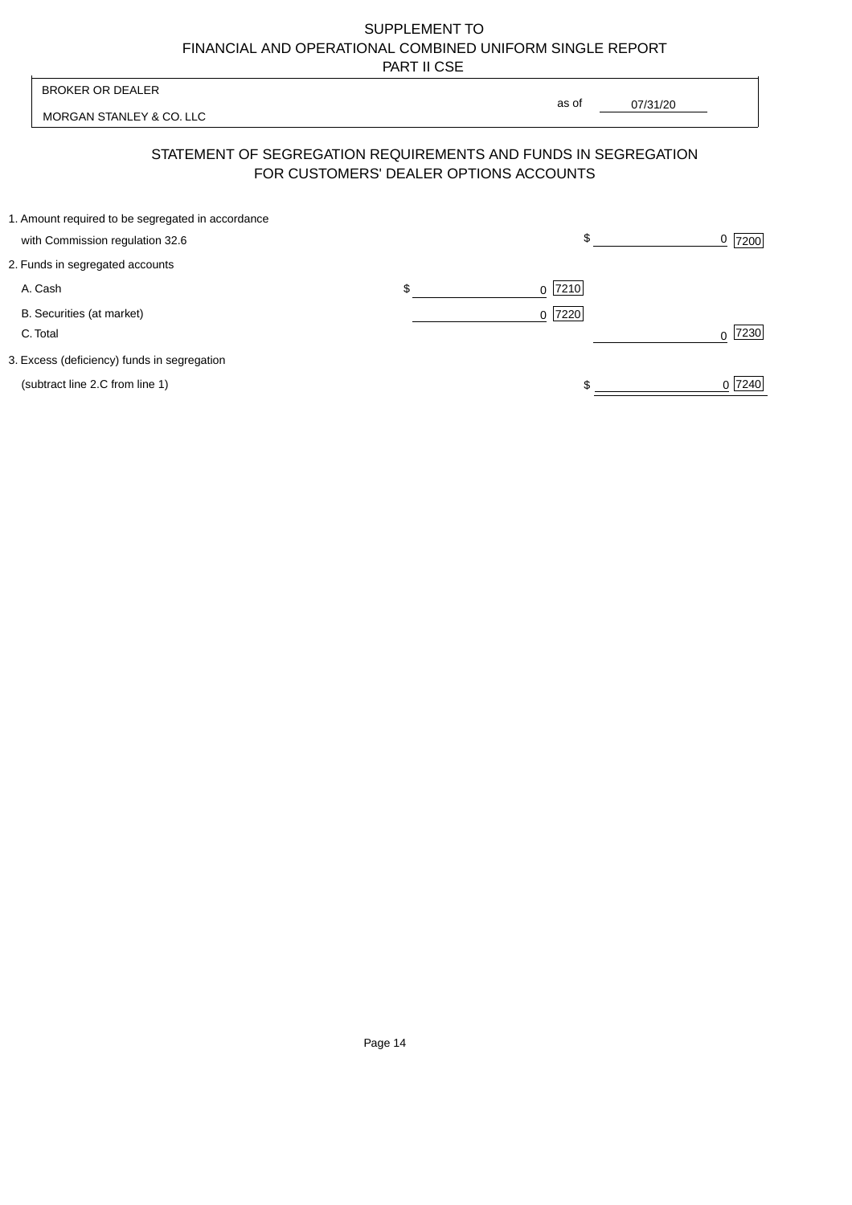SUPPLEMENT TO
FINANCIAL AND OPERATIONAL COMBINED UNIFORM SINGLE REPORT
PART II CSE

BROKER OR DEALER

MORGAN STANLEY & CO. LLC

as of 07/31/20

## STATEMENT OF SEGREGATION REQUIREMENTS AND FUNDS IN SEGREGATION FOR CUSTOMERS' DEALER OPTIONS ACCOUNTS

| | | | | |
|---|---|---|---|---|
| 1. Amount required to be segregated in accordance with Commission regulation 32.6 | | | $ 0 | 7200 |
| 2. Funds in segregated accounts | | | | |
| A. Cash | $ 0 | 7210 | | |
| B. Securities (at market) | 0 | 7220 | | |
| C. Total | | | 0 | 7230 |
| 3. Excess (deficiency) funds in segregation (subtract line 2.C from line 1) | | | $ 0 | 7240 |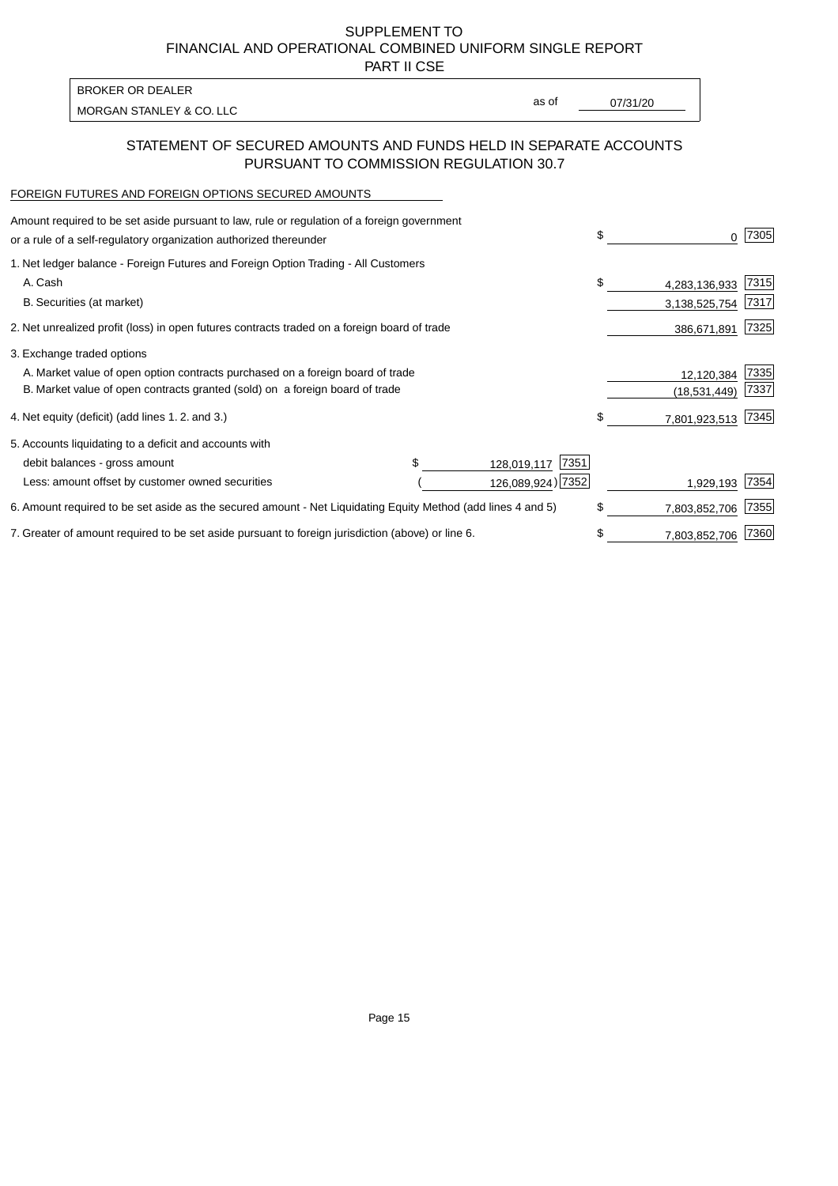SUPPLEMENT TO
FINANCIAL AND OPERATIONAL COMBINED UNIFORM SINGLE REPORT
PART II CSE

BROKER OR DEALER

MORGAN STANLEY & CO. LLC

as of 07/31/20

## STATEMENT OF SECURED AMOUNTS AND FUNDS HELD IN SEPARATE ACCOUNTS PURSUANT TO COMMISSION REGULATION 30.7

FOREIGN FUTURES AND FOREIGN OPTIONS SECURED AMOUNTS

| Description | | | Amount | Code |
|---|---|---|---|---|
| Amount required to be set aside pursuant to law, rule or regulation of a foreign government or a rule of a self-regulatory organization authorized thereunder | | | $ 0 | 7305 |
| 1. Net ledger balance - Foreign Futures and Foreign Option Trading - All Customers | | | | |
| A. Cash | | | $ 4,283,136,933 | 7315 |
| B. Securities (at market) | | | 3,138,525,754 | 7317 |
| 2. Net unrealized profit (loss) in open futures contracts traded on a foreign board of trade | | | 386,671,891 | 7325 |
| 3. Exchange traded options | | | | |
| A. Market value of open option contracts purchased on a foreign board of trade | | | 12,120,384 | 7335 |
| B. Market value of open contracts granted (sold) on a foreign board of trade | | | (18,531,449) | 7337 |
| 4. Net equity (deficit) (add lines 1. 2. and 3.) | | | $ 7,801,923,513 | 7345 |
| 5. Accounts liquidating to a deficit and accounts with | | | | |
| debit balances - gross amount | $ 128,019,117 | 7351 | | |
| Less: amount offset by customer owned securities | ( 126,089,924) | 7352 | 1,929,193 | 7354 |
| 6. Amount required to be set aside as the secured amount - Net Liquidating Equity Method (add lines 4 and 5) | | | $ 7,803,852,706 | 7355 |
| 7. Greater of amount required to be set aside pursuant to foreign jurisdiction (above) or line 6. | | | $ 7,803,852,706 | 7360 |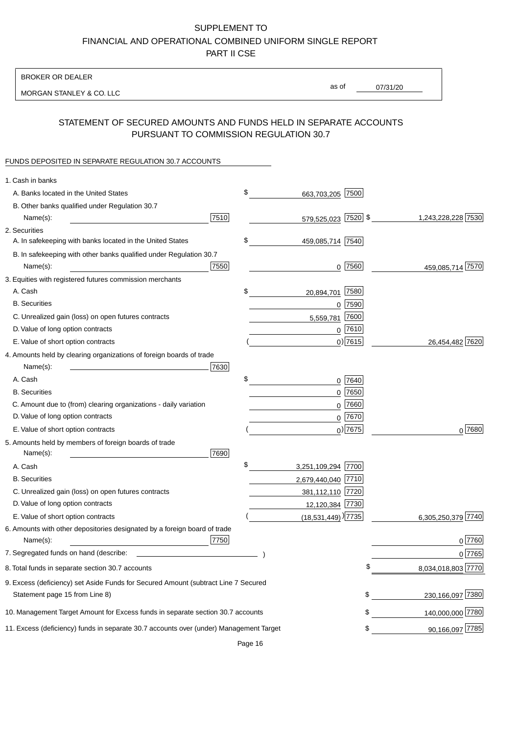# SUPPLEMENT TO
# FINANCIAL AND OPERATIONAL COMBINED UNIFORM SINGLE REPORT
# PART II CSE

BROKER OR DEALER

MORGAN STANLEY & CO. LLC

as of 07/31/20

## STATEMENT OF SECURED AMOUNTS AND FUNDS HELD IN SEPARATE ACCOUNTS PURSUANT TO COMMISSION REGULATION 30.7

FUNDS DEPOSITED IN SEPARATE REGULATION 30.7 ACCOUNTS

| | | | |
|---|---|---|---|
| 1. Cash in banks | | | |
| A. Banks located in the United States | | $ 663,703,205 [7500] | |
| B. Other banks qualified under Regulation 30.7 Name(s): | [7510] | 579,525,023 [7520] | $ 1,243,228,228 [7530] |
| 2. Securities | | | |
| A. In safekeeping with banks located in the United States | | $ 459,085,714 [7540] | |
| B. In safekeeping with other banks qualified under Regulation 30.7 Name(s): | [7550] | 0 [7560] | 459,085,714 [7570] |
| 3. Equities with registered futures commission merchants | | | |
| A. Cash | | $ 20,894,701 [7580] | |
| B. Securities | | 0 [7590] | |
| C. Unrealized gain (loss) on open futures contracts | | 5,559,781 [7600] | |
| D. Value of long option contracts | | 0 [7610] | |
| E. Value of short option contracts | | ( 0) [7615] | 26,454,482 [7620] |
| 4. Amounts held by clearing organizations of foreign boards of trade Name(s): | [7630] | | |
| A. Cash | | $ 0 [7640] | |
| B. Securities | | 0 [7650] | |
| C. Amount due to (from) clearing organizations - daily variation | | 0 [7660] | |
| D. Value of long option contracts | | 0 [7670] | |
| E. Value of short option contracts | | ( 0) [7675] | 0 [7680] |
| 5. Amounts held by members of foreign boards of trade Name(s): | [7690] | | |
| A. Cash | | $ 3,251,109,294 [7700] | |
| B. Securities | | 2,679,440,040 [7710] | |
| C. Unrealized gain (loss) on open futures contracts | | 381,112,110 [7720] | |
| D. Value of long option contracts | | 12,120,384 [7730] | |
| E. Value of short option contracts | | ( (18,531,449)) [7735] | 6,305,250,379 [7740] |
| 6. Amounts with other depositories designated by a foreign board of trade Name(s): | [7750] | | 0 [7760] |
| 7. Segregated funds on hand (describe: ) | | | 0 [7765] |
| 8. Total funds in separate section 30.7 accounts | | | $ 8,034,018,803 [7770] |
| 9. Excess (deficiency) set Aside Funds for Secured Amount (subtract Line 7 Secured Statement page 15 from Line 8) | | | $ 230,166,097 [7380] |
| 10. Management Target Amount for Excess funds in separate section 30.7 accounts | | | $ 140,000,000 [7780] |
| 11. Excess (deficiency) funds in separate 30.7 accounts over (under) Management Target | | | $ 90,166,097 [7785] |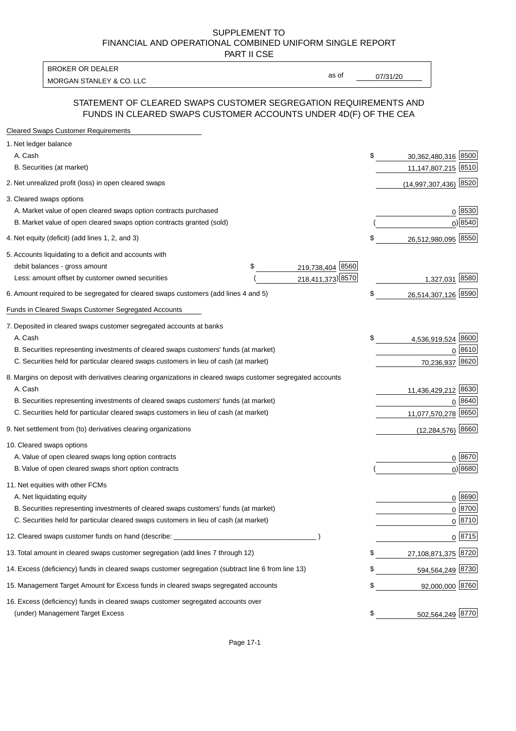SUPPLEMENT TO
FINANCIAL AND OPERATIONAL COMBINED UNIFORM SINGLE REPORT
PART II CSE

BROKER OR DEALER
MORGAN STANLEY & CO. LLC

as of 07/31/20

## STATEMENT OF CLEARED SWAPS CUSTOMER SEGREGATION REQUIREMENTS AND FUNDS IN CLEARED SWAPS CUSTOMER ACCOUNTS UNDER 4D(F) OF THE CEA

| | | | |
|---|---|---|---|
| **Cleared Swaps Customer Requirements** | | | |
| 1. Net ledger balance | | | |
| A. Cash | | $ 30,362,480,316 | 8500 |
| B. Securities (at market) | | 11,147,807,215 | 8510 |
| 2. Net unrealized profit (loss) in open cleared swaps | | (14,997,307,436) | 8520 |
| 3. Cleared swaps options | | | |
| A. Market value of open cleared swaps option contracts purchased | | 0 | 8530 |
| B. Market value of open cleared swaps option contracts granted (sold) | | ( 0) | 8540 |
| 4. Net equity (deficit) (add lines 1, 2, and 3) | | $ 26,512,980,095 | 8550 |
| 5. Accounts liquidating to a deficit and accounts with | | | |
| debit balances - gross amount | $ 219,738,404 8560 | | |
| Less: amount offset by customer owned securities | ( 218,411,373) 8570 | 1,327,031 | 8580 |
| 6. Amount required to be segregated for cleared swaps customers (add lines 4 and 5) | | $ 26,514,307,126 | 8590 |
| **Funds in Cleared Swaps Customer Segregated Accounts** | | | |
| 7. Deposited in cleared swaps customer segregated accounts at banks | | | |
| A. Cash | | $ 4,536,919,524 | 8600 |
| B. Securities representing investments of cleared swaps customers' funds (at market) | | 0 | 8610 |
| C. Securities held for particular cleared swaps customers in lieu of cash (at market) | | 70,236,937 | 8620 |
| 8. Margins on deposit with derivatives clearing organizations in cleared swaps customer segregated accounts | | | |
| A. Cash | | 11,436,429,212 | 8630 |
| B. Securities representing investments of cleared swaps customers' funds (at market) | | 0 | 8640 |
| C. Securities held for particular cleared swaps customers in lieu of cash (at market) | | 11,077,570,278 | 8650 |
| 9. Net settlement from (to) derivatives clearing organizations | | (12,284,576) | 8660 |
| 10. Cleared swaps options | | | |
| A. Value of open cleared swaps long option contracts | | 0 | 8670 |
| B. Value of open cleared swaps short option contracts | | ( 0) | 8680 |
| 11. Net equities with other FCMs | | | |
| A. Net liquidating equity | | 0 | 8690 |
| B. Securities representing investments of cleared swaps customers' funds (at market) | | 0 | 8700 |
| C. Securities held for particular cleared swaps customers in lieu of cash (at market) | | 0 | 8710 |
| 12. Cleared swaps customer funds on hand (describe: ____________ ) | | 0 | 8715 |
| 13. Total amount in cleared swaps customer segregation (add lines 7 through 12) | | $ 27,108,871,375 | 8720 |
| 14. Excess (deficiency) funds in cleared swaps customer segregation (subtract line 6 from line 13) | | $ 594,564,249 | 8730 |
| 15. Management Target Amount for Excess funds in cleared swaps segregated accounts | | $ 92,000,000 | 8760 |
| 16. Excess (deficiency) funds in cleared swaps customer segregated accounts over (under) Management Target Excess | | $ 502,564,249 | 8770 |